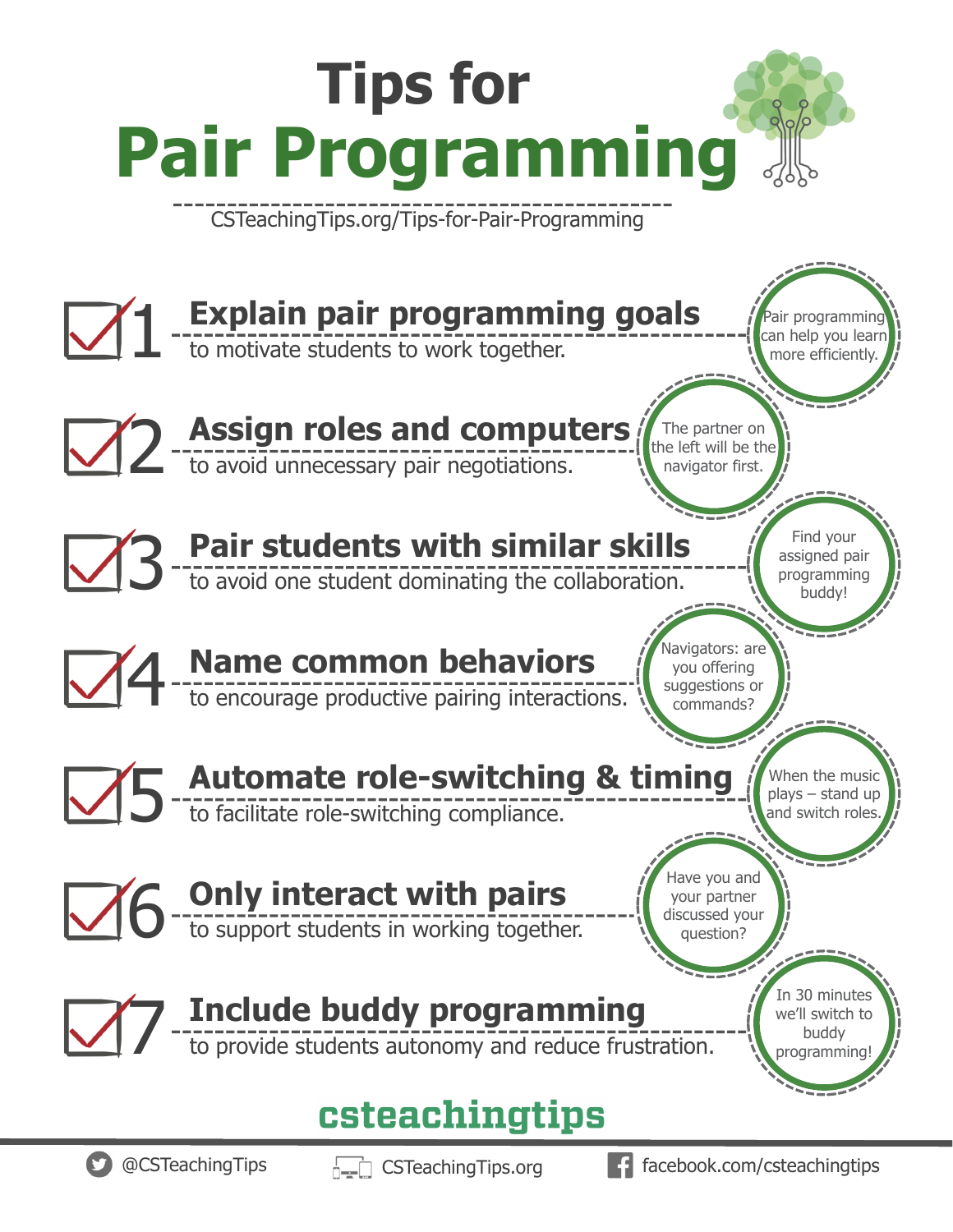# Tips for Pair Programming

CSTeachingTips.org/Tips-for-Pair-Programming

## 1. Explain pair programming goals
to motivate students to work together.

> Pair programming can help you learn more efficiently.

## 2. Assign roles and computers
to avoid unnecessary pair negotiations.

> The partner on the left will be the navigator first.

## 3. Pair students with similar skills
to avoid one student dominating the collaboration.

> Find your assigned pair programming buddy!

## 4. Name common behaviors
to encourage productive pairing interactions.

> Navigators: are you offering suggestions or commands?

## 5. Automate role-switching & timing
to facilitate role-switching compliance.

> When the music plays – stand up and switch roles.

## 6. Only interact with pairs
to support students in working together.

> Have you and your partner discussed your question?

## 7. Include buddy programming
to provide students autonomy and reduce frustration.

> In 30 minutes we'll switch to buddy programming!

**csteachingtips**

@CSTeachingTips | CSTeachingTips.org | facebook.com/csteachingtips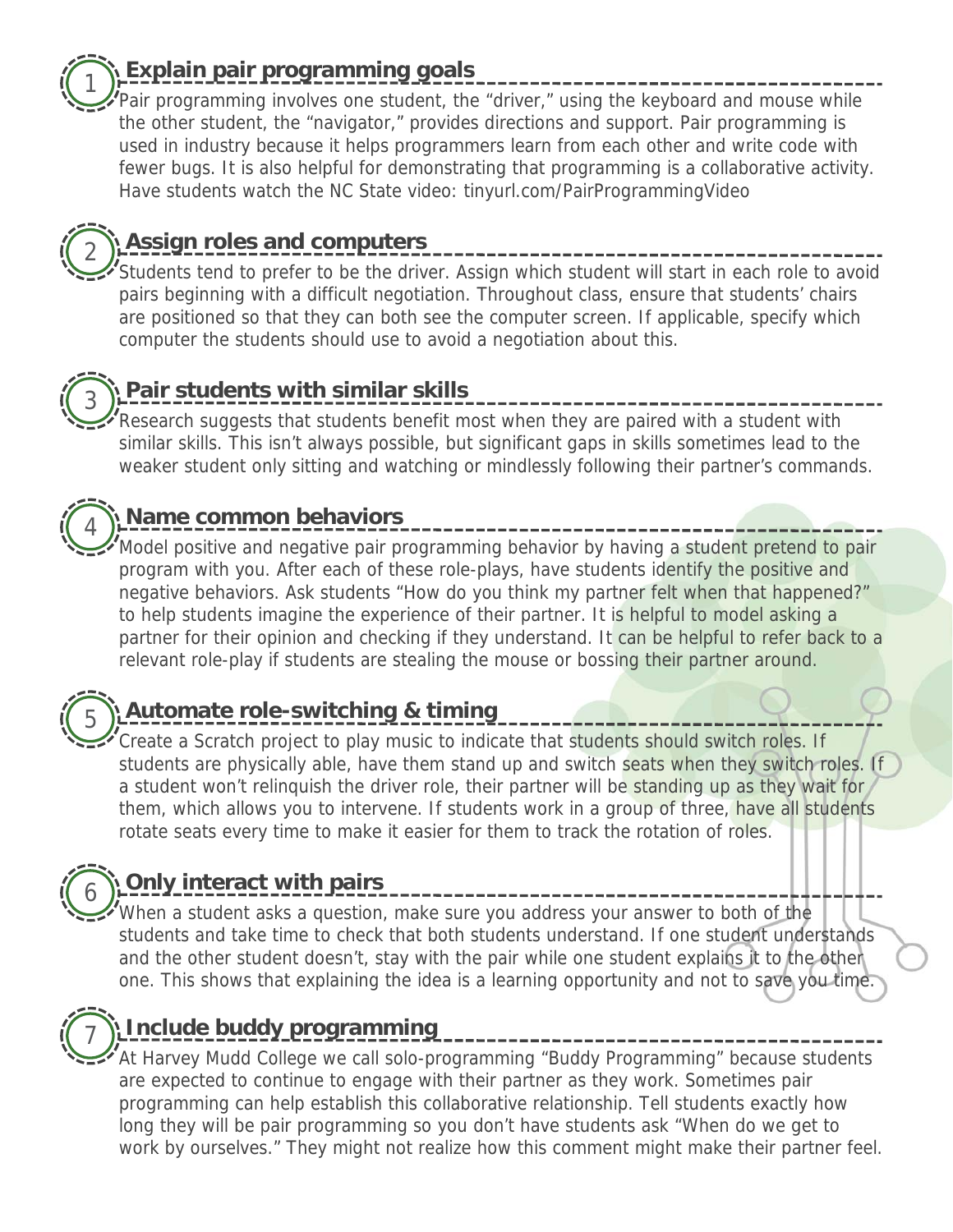## 1 Explain pair programming goals

Pair programming involves one student, the "driver," using the keyboard and mouse while the other student, the "navigator," provides directions and support. Pair programming is used in industry because it helps programmers learn from each other and write code with fewer bugs. It is also helpful for demonstrating that programming is a collaborative activity. Have students watch the NC State video: tinyurl.com/PairProgrammingVideo

## 2 Assign roles and computers

Students tend to prefer to be the driver. Assign which student will start in each role to avoid pairs beginning with a difficult negotiation. Throughout class, ensure that students' chairs are positioned so that they can both see the computer screen. If applicable, specify which computer the students should use to avoid a negotiation about this.

## 3 Pair students with similar skills

Research suggests that students benefit most when they are paired with a student with similar skills. This isn't always possible, but significant gaps in skills sometimes lead to the weaker student only sitting and watching or mindlessly following their partner's commands.

## 4 Name common behaviors

Model positive and negative pair programming behavior by having a student pretend to pair program with you. After each of these role-plays, have students identify the positive and negative behaviors. Ask students "How do you think my partner felt when that happened?" to help students imagine the experience of their partner. It is helpful to model asking a partner for their opinion and checking if they understand. It can be helpful to refer back to a relevant role-play if students are stealing the mouse or bossing their partner around.

## 5 Automate role-switching & timing

Create a Scratch project to play music to indicate that students should switch roles. If students are physically able, have them stand up and switch seats when they switch roles. If a student won't relinquish the driver role, their partner will be standing up as they wait for them, which allows you to intervene. If students work in a group of three, have all students rotate seats every time to make it easier for them to track the rotation of roles.

## 6 Only interact with pairs

When a student asks a question, make sure you address your answer to both of the students and take time to check that both students understand. If one student understands and the other student doesn't, stay with the pair while one student explains it to the other one. This shows that explaining the idea is a learning opportunity and not to save you time.

## 7 Include buddy programming

At Harvey Mudd College we call solo-programming "Buddy Programming" because students are expected to continue to engage with their partner as they work. Sometimes pair programming can help establish this collaborative relationship. Tell students exactly how long they will be pair programming so you don't have students ask "When do we get to work by ourselves." They might not realize how this comment might make their partner feel.